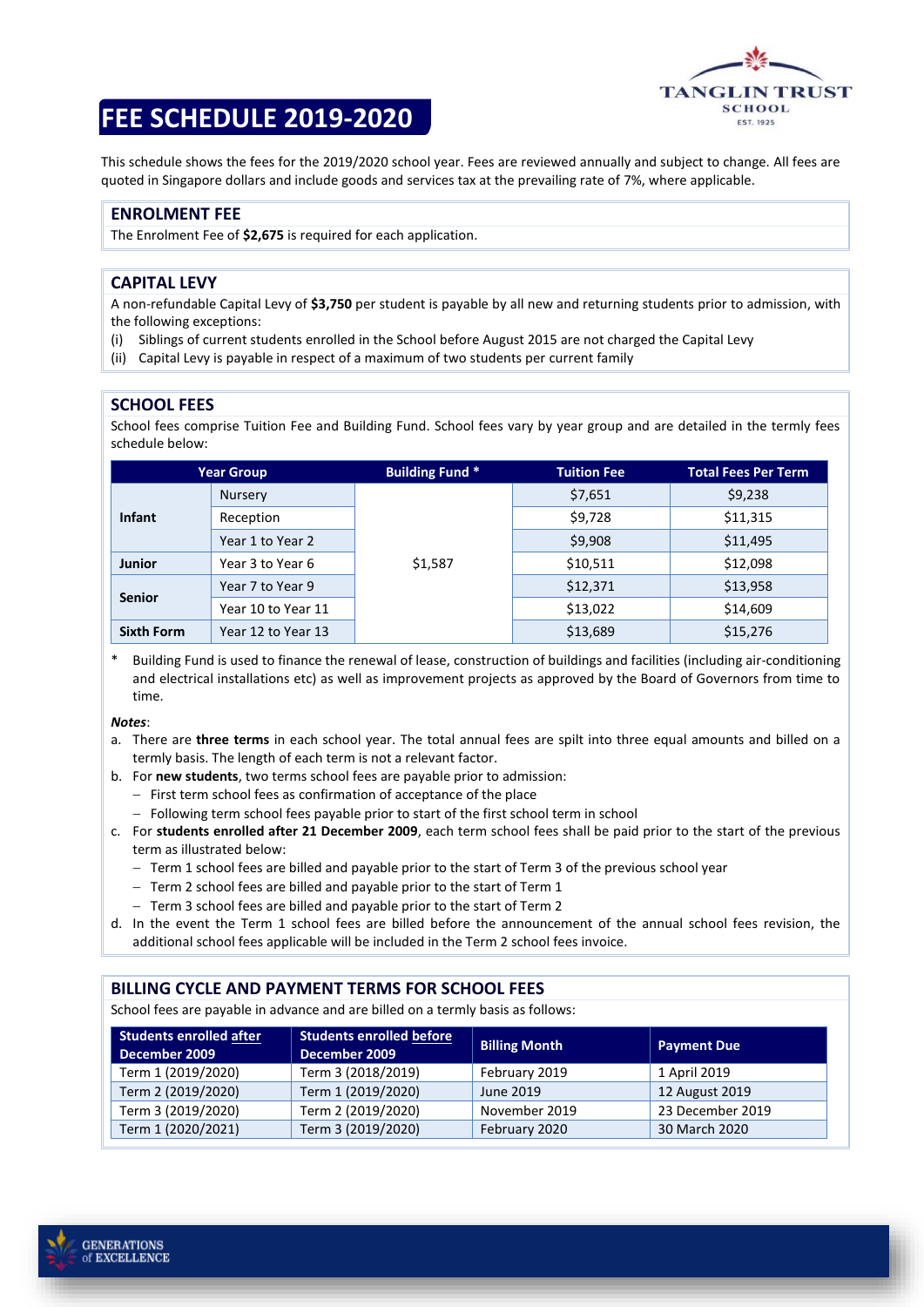# FEE SCHEDULE 2019-2020

This schedule shows the fees for the 2019/2020 school year. Fees are reviewed annually and subject to change. All fees are quoted in Singapore dollars and include goods and services tax at the prevailing rate of 7%, where applicable.

## ENROLMENT FEE

The Enrolment Fee of **$2,675** is required for each application.

## CAPITAL LEVY

A non-refundable Capital Levy of **$3,750** per student is payable by all new and returning students prior to admission, with the following exceptions:

(i) Siblings of current students enrolled in the School before August 2015 are not charged the Capital Levy
(ii) Capital Levy is payable in respect of a maximum of two students per current family

## SCHOOL FEES

School fees comprise Tuition Fee and Building Fund. School fees vary by year group and are detailed in the termly fees schedule below:

| Year Group | | Building Fund * | Tuition Fee | Total Fees Per Term |
|---|---|---|---|---|
| **Infant** | Nursery | $1,587 | $7,651 | $9,238 |
| | Reception | | $9,728 | $11,315 |
| | Year 1 to Year 2 | | $9,908 | $11,495 |
| **Junior** | Year 3 to Year 6 | | $10,511 | $12,098 |
| **Senior** | Year 7 to Year 9 | | $12,371 | $13,958 |
| | Year 10 to Year 11 | | $13,022 | $14,609 |
| **Sixth Form** | Year 12 to Year 13 | | $13,689 | $15,276 |

\* Building Fund is used to finance the renewal of lease, construction of buildings and facilities (including air-conditioning and electrical installations etc) as well as improvement projects as approved by the Board of Governors from time to time.

***Notes***:

a. There are **three terms** in each school year. The total annual fees are spilt into three equal amounts and billed on a termly basis. The length of each term is not a relevant factor.
b. For **new students**, two terms school fees are payable prior to admission:
   - First term school fees as confirmation of acceptance of the place
   - Following term school fees payable prior to start of the first school term in school
c. For **students enrolled after 21 December 2009**, each term school fees shall be paid prior to the start of the previous term as illustrated below:
   - Term 1 school fees are billed and payable prior to the start of Term 3 of the previous school year
   - Term 2 school fees are billed and payable prior to the start of Term 1
   - Term 3 school fees are billed and payable prior to the start of Term 2
d. In the event the Term 1 school fees are billed before the announcement of the annual school fees revision, the additional school fees applicable will be included in the Term 2 school fees invoice.

## BILLING CYCLE AND PAYMENT TERMS FOR SCHOOL FEES

School fees are payable in advance and are billed on a termly basis as follows:

| Students enrolled after December 2009 | Students enrolled before December 2009 | Billing Month | Payment Due |
|---|---|---|---|
| Term 1 (2019/2020) | Term 3 (2018/2019) | February 2019 | 1 April 2019 |
| Term 2 (2019/2020) | Term 1 (2019/2020) | June 2019 | 12 August 2019 |
| Term 3 (2019/2020) | Term 2 (2019/2020) | November 2019 | 23 December 2019 |
| Term 1 (2020/2021) | Term 3 (2019/2020) | February 2020 | 30 March 2020 |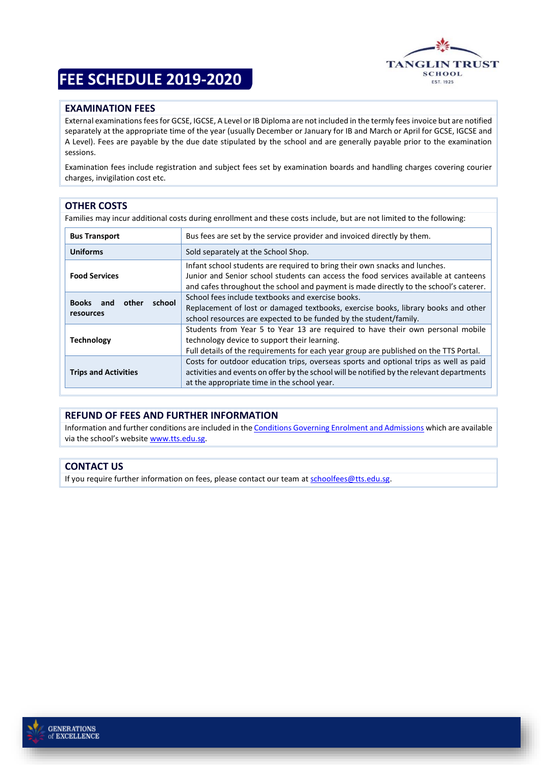# FEE SCHEDULE 2019-2020

## EXAMINATION FEES

External examinations fees for GCSE, IGCSE, A Level or IB Diploma are not included in the termly fees invoice but are notified separately at the appropriate time of the year (usually December or January for IB and March or April for GCSE, IGCSE and A Level). Fees are payable by the due date stipulated by the school and are generally payable prior to the examination sessions.

Examination fees include registration and subject fees set by examination boards and handling charges covering courier charges, invigilation cost etc.

## OTHER COSTS

Families may incur additional costs during enrollment and these costs include, but are not limited to the following:

| | |
|---|---|
| **Bus Transport** | Bus fees are set by the service provider and invoiced directly by them. |
| **Uniforms** | Sold separately at the School Shop. |
| **Food Services** | Infant school students are required to bring their own snacks and lunches. Junior and Senior school students can access the food services available at canteens and cafes throughout the school and payment is made directly to the school's caterer. |
| **Books and other school resources** | School fees include textbooks and exercise books. Replacement of lost or damaged textbooks, exercise books, library books and other school resources are expected to be funded by the student/family. |
| **Technology** | Students from Year 5 to Year 13 are required to have their own personal mobile technology device to support their learning. Full details of the requirements for each year group are published on the TTS Portal. |
| **Trips and Activities** | Costs for outdoor education trips, overseas sports and optional trips as well as paid activities and events on offer by the school will be notified by the relevant departments at the appropriate time in the school year. |

## REFUND OF FEES AND FURTHER INFORMATION

Information and further conditions are included in the Conditions Governing Enrolment and Admissions which are available via the school's website www.tts.edu.sg.

## CONTACT US

If you require further information on fees, please contact our team at schoolfees@tts.edu.sg.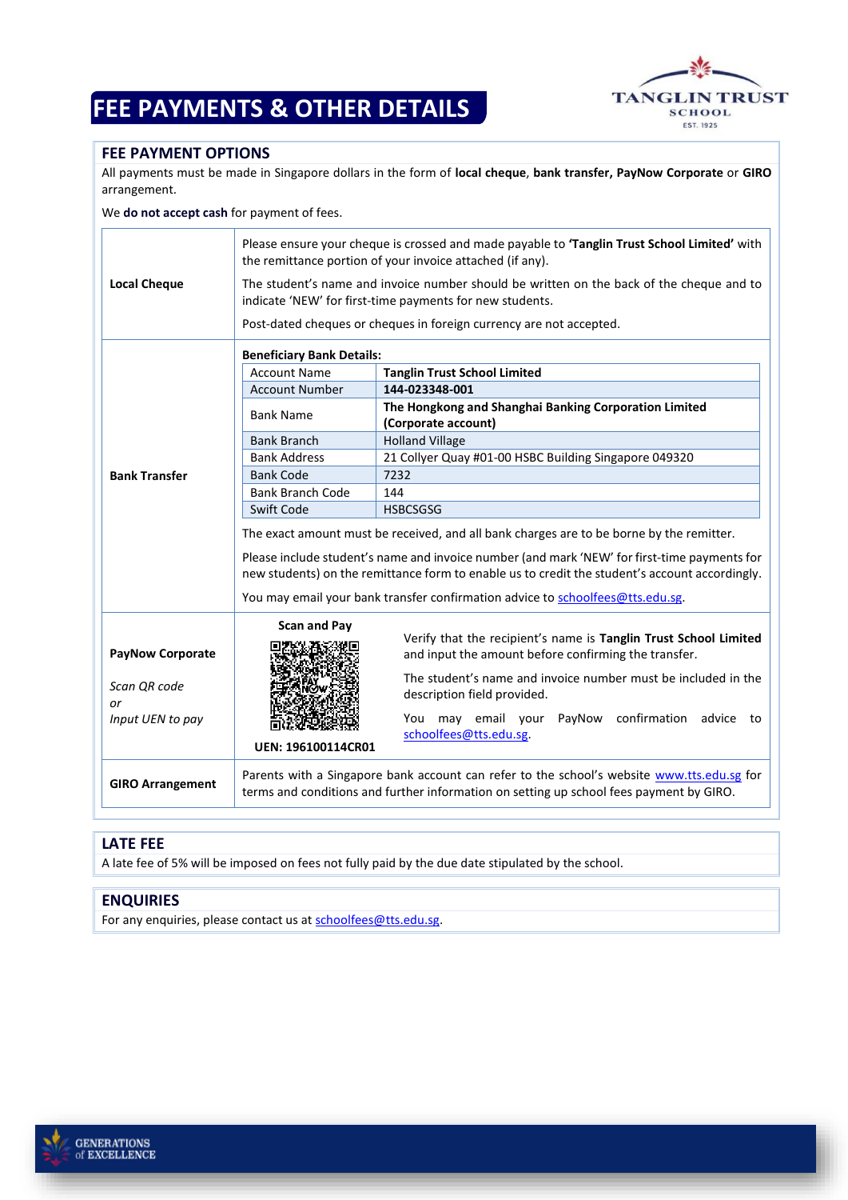# FEE PAYMENTS & OTHER DETAILS

## FEE PAYMENT OPTIONS

All payments must be made in Singapore dollars in the form of **local cheque**, **bank transfer, PayNow Corporate** or **GIRO** arrangement.

We **do not accept cash** for payment of fees.

| | |
|---|---|
| **Local Cheque** | Please ensure your cheque is crossed and made payable to **'Tanglin Trust School Limited'** with the remittance portion of your invoice attached (if any).<br><br>The student's name and invoice number should be written on the back of the cheque and to indicate 'NEW' for first-time payments for new students.<br><br>Post-dated cheques or cheques in foreign currency are not accepted. |
| **Bank Transfer** | **Beneficiary Bank Details:**<br>Account Name: **Tanglin Trust School Limited**<br>Account Number: **144-023348-001**<br>Bank Name: **The Hongkong and Shanghai Banking Corporation Limited (Corporate account)**<br>Bank Branch: Holland Village<br>Bank Address: 21 Collyer Quay #01-00 HSBC Building Singapore 049320<br>Bank Code: 7232<br>Bank Branch Code: 144<br>Swift Code: HSBCSGSG<br><br>The exact amount must be received, and all bank charges are to be borne by the remitter.<br><br>Please include student's name and invoice number (and mark 'NEW' for first-time payments for new students) on the remittance form to enable us to credit the student's account accordingly.<br><br>You may email your bank transfer confirmation advice to schoolfees@tts.edu.sg. |
| **PayNow Corporate**<br><br>*Scan QR code*<br>*or*<br>*Input UEN to pay* | **Scan and Pay**<br>**UEN: 196100114CR01**<br><br>Verify that the recipient's name is **Tanglin Trust School Limited** and input the amount before confirming the transfer.<br><br>The student's name and invoice number must be included in the description field provided.<br><br>You may email your PayNow confirmation advice to schoolfees@tts.edu.sg. |
| **GIRO Arrangement** | Parents with a Singapore bank account can refer to the school's website www.tts.edu.sg for terms and conditions and further information on setting up school fees payment by GIRO. |

## LATE FEE

A late fee of 5% will be imposed on fees not fully paid by the due date stipulated by the school.

## ENQUIRIES

For any enquiries, please contact us at schoolfees@tts.edu.sg.